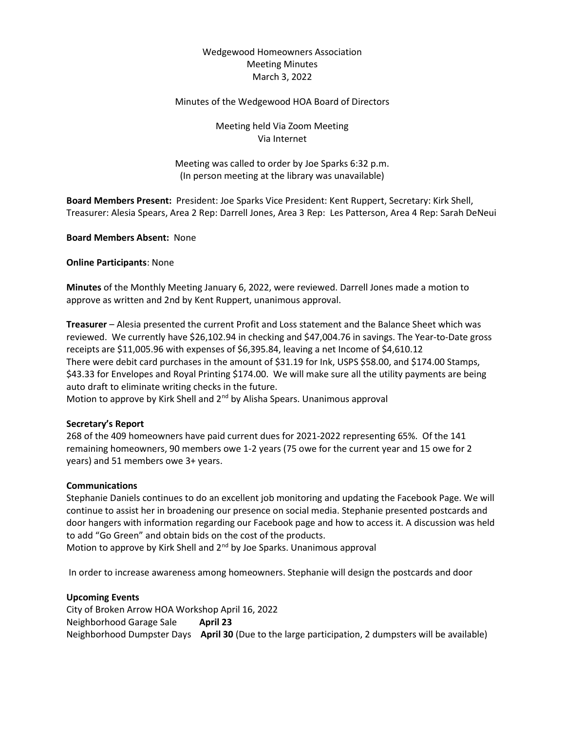Wedgewood Homeowners Association
Meeting Minutes
March 3, 2022

Minutes of the Wedgewood HOA Board of Directors

Meeting held Via Zoom Meeting
Via Internet

Meeting was called to order by Joe Sparks 6:32 p.m.
(In person meeting at the library was unavailable)

**Board Members Present:** President: Joe Sparks Vice President: Kent Ruppert, Secretary: Kirk Shell, Treasurer: Alesia Spears, Area 2 Rep: Darrell Jones, Area 3 Rep: Les Patterson, Area 4 Rep: Sarah DeNeui

**Board Members Absent:** None

**Online Participants**: None

**Minutes** of the Monthly Meeting January 6, 2022, were reviewed. Darrell Jones made a motion to approve as written and 2nd by Kent Ruppert, unanimous approval.

**Treasurer** – Alesia presented the current Profit and Loss statement and the Balance Sheet which was reviewed. We currently have $26,102.94 in checking and $47,004.76 in savings. The Year-to-Date gross receipts are $11,005.96 with expenses of $6,395.84, leaving a net Income of $4,610.12
There were debit card purchases in the amount of $31.19 for Ink, USPS $58.00, and $174.00 Stamps, $43.33 for Envelopes and Royal Printing $174.00. We will make sure all the utility payments are being auto draft to eliminate writing checks in the future.
Motion to approve by Kirk Shell and 2nd by Alisha Spears. Unanimous approval

**Secretary's Report**
268 of the 409 homeowners have paid current dues for 2021-2022 representing 65%. Of the 141 remaining homeowners, 90 members owe 1-2 years (75 owe for the current year and 15 owe for 2 years) and 51 members owe 3+ years.

**Communications**
Stephanie Daniels continues to do an excellent job monitoring and updating the Facebook Page. We will continue to assist her in broadening our presence on social media. Stephanie presented postcards and door hangers with information regarding our Facebook page and how to access it. A discussion was held to add "Go Green" and obtain bids on the cost of the products.
Motion to approve by Kirk Shell and 2nd by Joe Sparks. Unanimous approval

In order to increase awareness among homeowners. Stephanie will design the postcards and door

**Upcoming Events**
City of Broken Arrow HOA Workshop April 16, 2022
Neighborhood Garage Sale **April 23**
Neighborhood Dumpster Days **April 30** (Due to the large participation, 2 dumpsters will be available)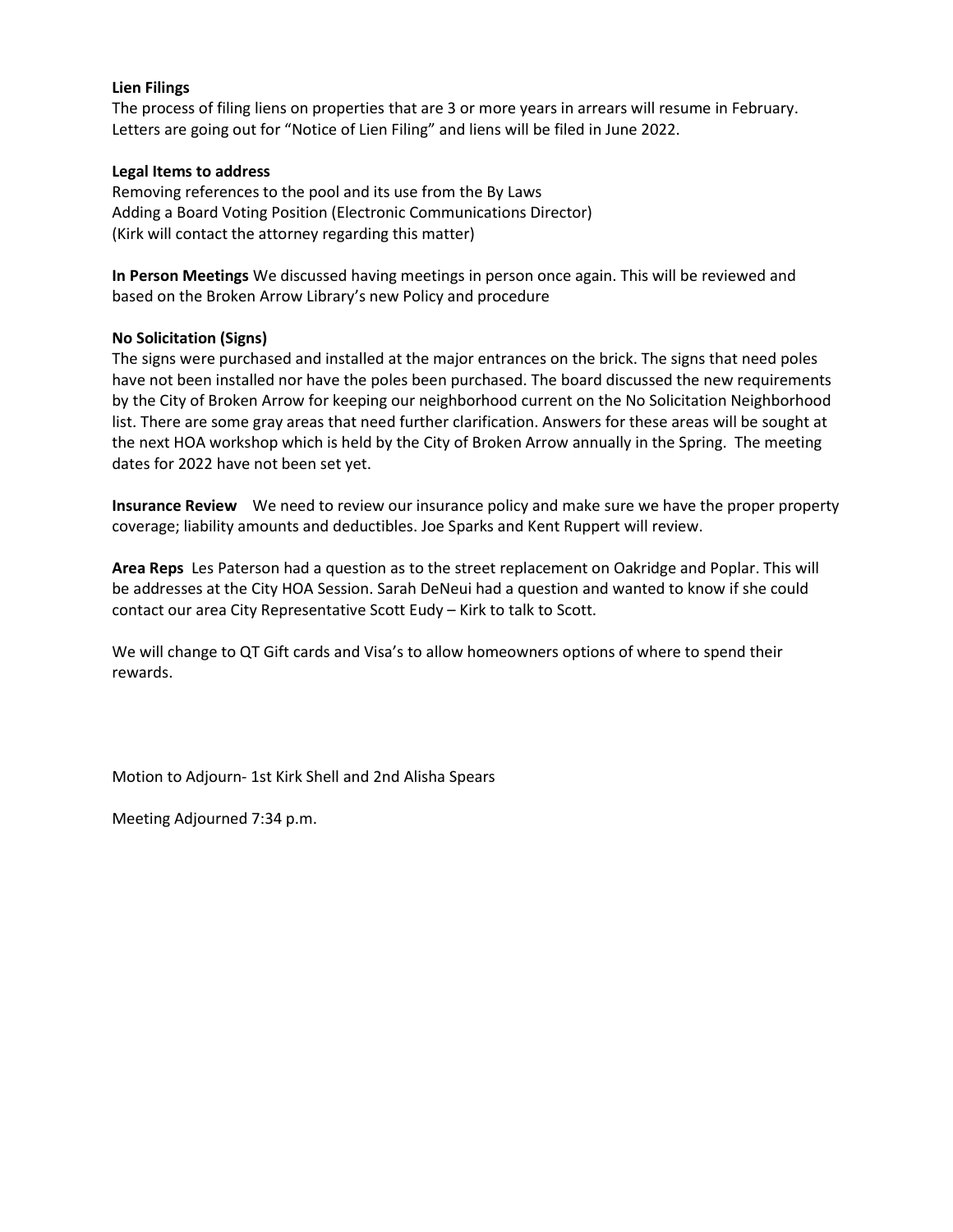**Lien Filings**
The process of filing liens on properties that are 3 or more years in arrears will resume in February. Letters are going out for "Notice of Lien Filing" and liens will be filed in June 2022.

**Legal Items to address**
Removing references to the pool and its use from the By Laws
Adding a Board Voting Position (Electronic Communications Director)
(Kirk will contact the attorney regarding this matter)

**In Person Meetings** We discussed having meetings in person once again. This will be reviewed and based on the Broken Arrow Library's new Policy and procedure

**No Solicitation (Signs)**
The signs were purchased and installed at the major entrances on the brick. The signs that need poles have not been installed nor have the poles been purchased. The board discussed the new requirements by the City of Broken Arrow for keeping our neighborhood current on the No Solicitation Neighborhood list. There are some gray areas that need further clarification. Answers for these areas will be sought at the next HOA workshop which is held by the City of Broken Arrow annually in the Spring. The meeting dates for 2022 have not been set yet.

**Insurance Review** We need to review our insurance policy and make sure we have the proper property coverage; liability amounts and deductibles. Joe Sparks and Kent Ruppert will review.

**Area Reps** Les Paterson had a question as to the street replacement on Oakridge and Poplar. This will be addresses at the City HOA Session. Sarah DeNeui had a question and wanted to know if she could contact our area City Representative Scott Eudy – Kirk to talk to Scott.

We will change to QT Gift cards and Visa's to allow homeowners options of where to spend their rewards.

Motion to Adjourn- 1st Kirk Shell and 2nd Alisha Spears

Meeting Adjourned 7:34 p.m.